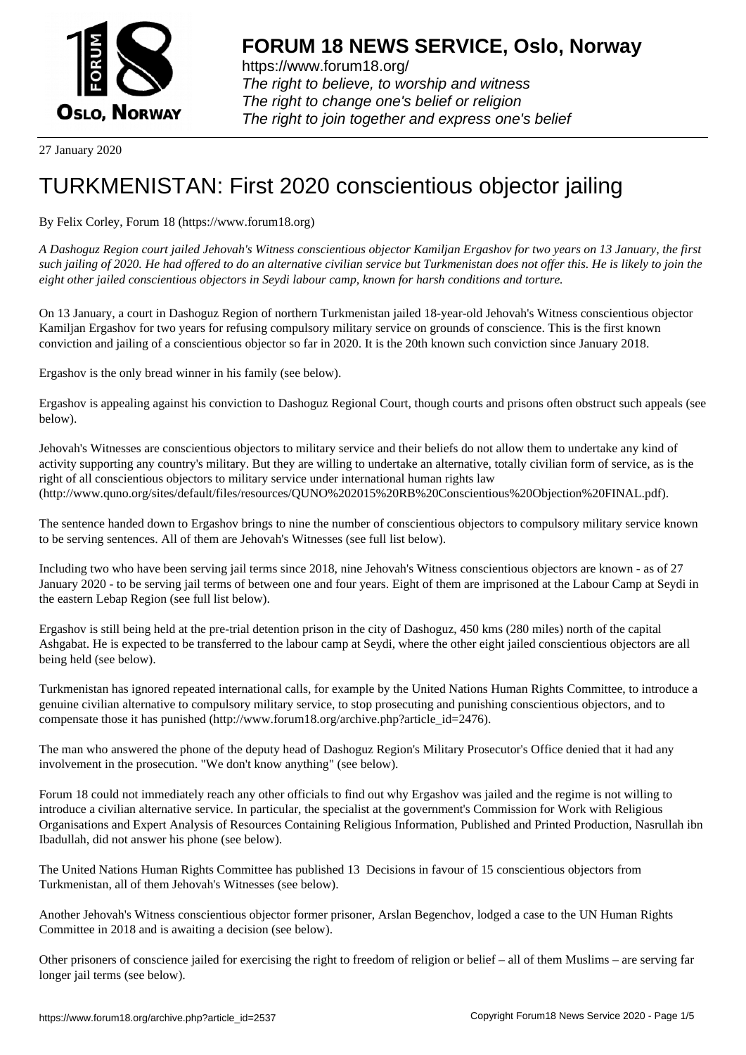# FORUM 18 NEWS SERVICE, Oslo, Norway

https://www.forum18.org/
*The right to believe, to worship and witness*
*The right to change one's belief or religion*
*The right to join together and express one's belief*

27 January 2020

# TURKMENISTAN: First 2020 conscientious objector jailing

By Felix Corley, Forum 18 (https://www.forum18.org)

*A Dashoguz Region court jailed Jehovah's Witness conscientious objector Kamiljan Ergashov for two years on 13 January, the first such jailing of 2020. He had offered to do an alternative civilian service but Turkmenistan does not offer this. He is likely to join the eight other jailed conscientious objectors in Seydi labour camp, known for harsh conditions and torture.*

On 13 January, a court in Dashoguz Region of northern Turkmenistan jailed 18-year-old Jehovah's Witness conscientious objector Kamiljan Ergashov for two years for refusing compulsory military service on grounds of conscience. This is the first known conviction and jailing of a conscientious objector so far in 2020. It is the 20th known such conviction since January 2018.

Ergashov is the only bread winner in his family (see below).

Ergashov is appealing against his conviction to Dashoguz Regional Court, though courts and prisons often obstruct such appeals (see below).

Jehovah's Witnesses are conscientious objectors to military service and their beliefs do not allow them to undertake any kind of activity supporting any country's military. But they are willing to undertake an alternative, totally civilian form of service, as is the right of all conscientious objectors to military service under international human rights law (http://www.quno.org/sites/default/files/resources/QUNO%202015%20RB%20Conscientious%20Objection%20FINAL.pdf).

The sentence handed down to Ergashov brings to nine the number of conscientious objectors to compulsory military service known to be serving sentences. All of them are Jehovah's Witnesses (see full list below).

Including two who have been serving jail terms since 2018, nine Jehovah's Witness conscientious objectors are known - as of 27 January 2020 - to be serving jail terms of between one and four years. Eight of them are imprisoned at the Labour Camp at Seydi in the eastern Lebap Region (see full list below).

Ergashov is still being held at the pre-trial detention prison in the city of Dashoguz, 450 kms (280 miles) north of the capital Ashgabat. He is expected to be transferred to the labour camp at Seydi, where the other eight jailed conscientious objectors are all being held (see below).

Turkmenistan has ignored repeated international calls, for example by the United Nations Human Rights Committee, to introduce a genuine civilian alternative to compulsory military service, to stop prosecuting and punishing conscientious objectors, and to compensate those it has punished (http://www.forum18.org/archive.php?article_id=2476).

The man who answered the phone of the deputy head of Dashoguz Region's Military Prosecutor's Office denied that it had any involvement in the prosecution. "We don't know anything" (see below).

Forum 18 could not immediately reach any other officials to find out why Ergashov was jailed and the regime is not willing to introduce a civilian alternative service. In particular, the specialist at the government's Commission for Work with Religious Organisations and Expert Analysis of Resources Containing Religious Information, Published and Printed Production, Nasrullah ibn Ibadullah, did not answer his phone (see below).

The United Nations Human Rights Committee has published 13 Decisions in favour of 15 conscientious objectors from Turkmenistan, all of them Jehovah's Witnesses (see below).

Another Jehovah's Witness conscientious objector former prisoner, Arslan Begenchov, lodged a case to the UN Human Rights Committee in 2018 and is awaiting a decision (see below).

Other prisoners of conscience jailed for exercising the right to freedom of religion or belief – all of them Muslims – are serving far longer jail terms (see below).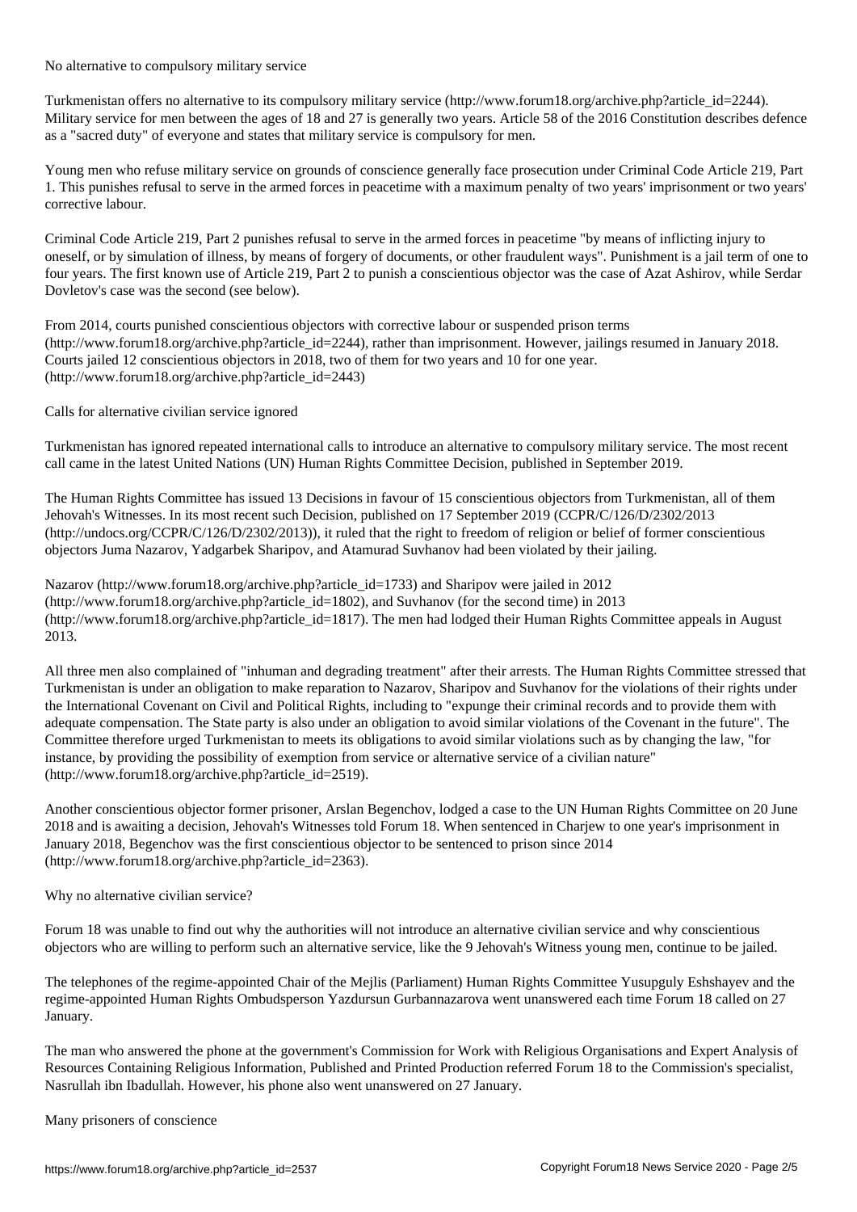## No alternative to compulsory military service

Turkmenistan offers no alternative to its compulsory military service (http://www.forum18.org/archive.php?article_id=2244). Military service for men between the ages of 18 and 27 is generally two years. Article 58 of the 2016 Constitution describes defence as a "sacred duty" of everyone and states that military service is compulsory for men.

Young men who refuse military service on grounds of conscience generally face prosecution under Criminal Code Article 219, Part 1. This punishes refusal to serve in the armed forces in peacetime with a maximum penalty of two years' imprisonment or two years' corrective labour.

Criminal Code Article 219, Part 2 punishes refusal to serve in the armed forces in peacetime "by means of inflicting injury to oneself, or by simulation of illness, by means of forgery of documents, or other fraudulent ways". Punishment is a jail term of one to four years. The first known use of Article 219, Part 2 to punish a conscientious objector was the case of Azat Ashirov, while Serdar Dovletov's case was the second (see below).

From 2014, courts punished conscientious objectors with corrective labour or suspended prison terms (http://www.forum18.org/archive.php?article_id=2244), rather than imprisonment. However, jailings resumed in January 2018. Courts jailed 12 conscientious objectors in 2018, two of them for two years and 10 for one year. (http://www.forum18.org/archive.php?article_id=2443)

## Calls for alternative civilian service ignored

Turkmenistan has ignored repeated international calls to introduce an alternative to compulsory military service. The most recent call came in the latest United Nations (UN) Human Rights Committee Decision, published in September 2019.

The Human Rights Committee has issued 13 Decisions in favour of 15 conscientious objectors from Turkmenistan, all of them Jehovah's Witnesses. In its most recent such Decision, published on 17 September 2019 (CCPR/C/126/D/2302/2013 (http://undocs.org/CCPR/C/126/D/2302/2013)), it ruled that the right to freedom of religion or belief of former conscientious objectors Juma Nazarov, Yadgarbek Sharipov, and Atamurad Suvhanov had been violated by their jailing.

Nazarov (http://www.forum18.org/archive.php?article_id=1733) and Sharipov were jailed in 2012 (http://www.forum18.org/archive.php?article_id=1802), and Suvhanov (for the second time) in 2013 (http://www.forum18.org/archive.php?article_id=1817). The men had lodged their Human Rights Committee appeals in August 2013.

All three men also complained of "inhuman and degrading treatment" after their arrests. The Human Rights Committee stressed that Turkmenistan is under an obligation to make reparation to Nazarov, Sharipov and Suvhanov for the violations of their rights under the International Covenant on Civil and Political Rights, including to "expunge their criminal records and to provide them with adequate compensation. The State party is also under an obligation to avoid similar violations of the Covenant in the future". The Committee therefore urged Turkmenistan to meets its obligations to avoid similar violations such as by changing the law, "for instance, by providing the possibility of exemption from service or alternative service of a civilian nature" (http://www.forum18.org/archive.php?article_id=2519).

Another conscientious objector former prisoner, Arslan Begenchov, lodged a case to the UN Human Rights Committee on 20 June 2018 and is awaiting a decision, Jehovah's Witnesses told Forum 18. When sentenced in Charjew to one year's imprisonment in January 2018, Begenchov was the first conscientious objector to be sentenced to prison since 2014 (http://www.forum18.org/archive.php?article_id=2363).

## Why no alternative civilian service?

Forum 18 was unable to find out why the authorities will not introduce an alternative civilian service and why conscientious objectors who are willing to perform such an alternative service, like the 9 Jehovah's Witness young men, continue to be jailed.

The telephones of the regime-appointed Chair of the Mejlis (Parliament) Human Rights Committee Yusupguly Eshshayev and the regime-appointed Human Rights Ombudsperson Yazdursun Gurbannazarova went unanswered each time Forum 18 called on 27 January.

The man who answered the phone at the government's Commission for Work with Religious Organisations and Expert Analysis of Resources Containing Religious Information, Published and Printed Production referred Forum 18 to the Commission's specialist, Nasrullah ibn Ibadullah. However, his phone also went unanswered on 27 January.

## Many prisoners of conscience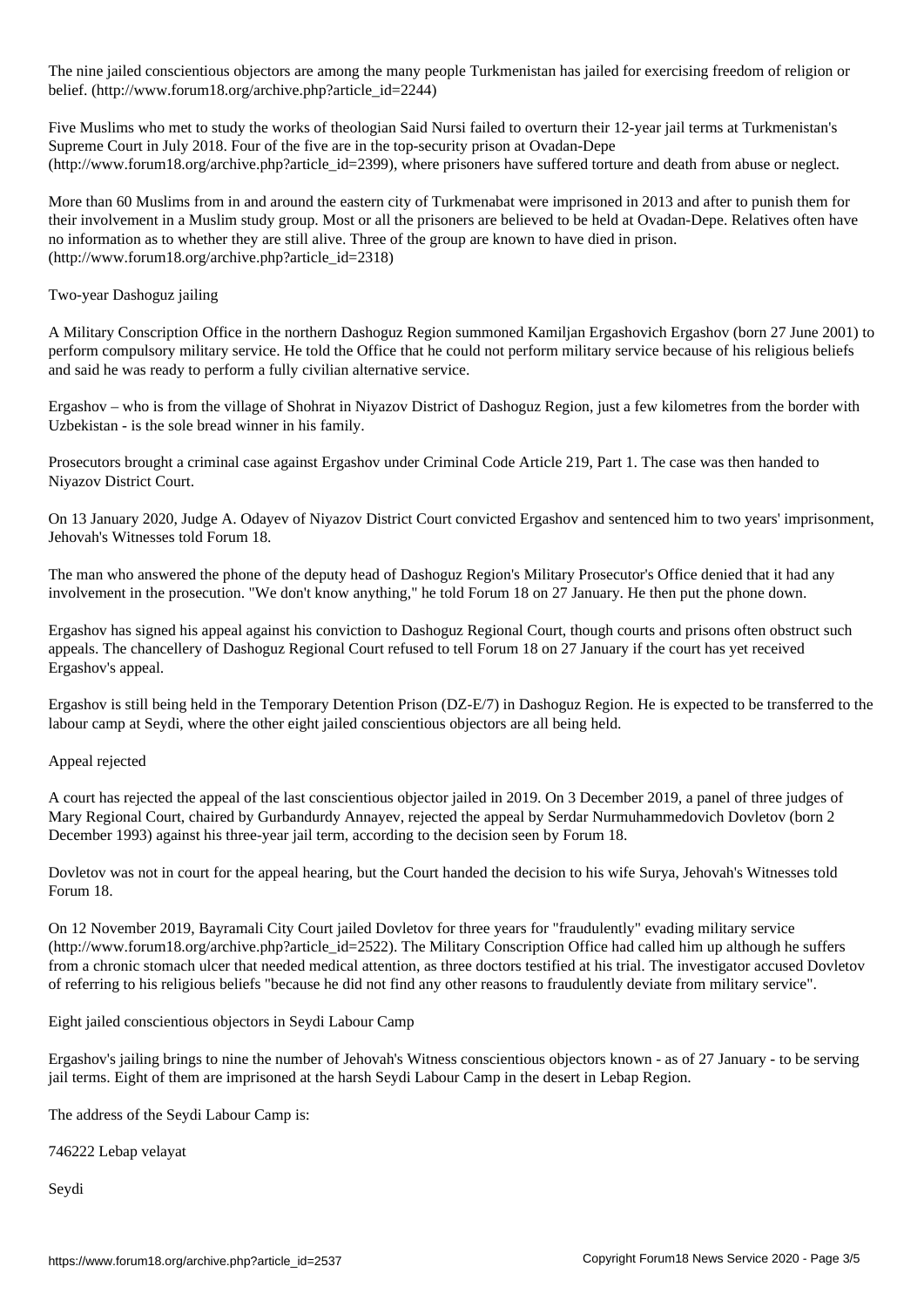The nine jailed conscientious objectors are among the many people Turkmenistan has jailed for exercising freedom of religion or belief. (http://www.forum18.org/archive.php?article_id=2244)

Five Muslims who met to study the works of theologian Said Nursi failed to overturn their 12-year jail terms at Turkmenistan's Supreme Court in July 2018. Four of the five are in the top-security prison at Ovadan-Depe (http://www.forum18.org/archive.php?article_id=2399), where prisoners have suffered torture and death from abuse or neglect.

More than 60 Muslims from in and around the eastern city of Turkmenabat were imprisoned in 2013 and after to punish them for their involvement in a Muslim study group. Most or all the prisoners are believed to be held at Ovadan-Depe. Relatives often have no information as to whether they are still alive. Three of the group are known to have died in prison. (http://www.forum18.org/archive.php?article_id=2318)

## Two-year Dashoguz jailing

A Military Conscription Office in the northern Dashoguz Region summoned Kamiljan Ergashovich Ergashov (born 27 June 2001) to perform compulsory military service. He told the Office that he could not perform military service because of his religious beliefs and said he was ready to perform a fully civilian alternative service.

Ergashov – who is from the village of Shohrat in Niyazov District of Dashoguz Region, just a few kilometres from the border with Uzbekistan - is the sole bread winner in his family.

Prosecutors brought a criminal case against Ergashov under Criminal Code Article 219, Part 1. The case was then handed to Niyazov District Court.

On 13 January 2020, Judge A. Odayev of Niyazov District Court convicted Ergashov and sentenced him to two years' imprisonment, Jehovah's Witnesses told Forum 18.

The man who answered the phone of the deputy head of Dashoguz Region's Military Prosecutor's Office denied that it had any involvement in the prosecution. "We don't know anything," he told Forum 18 on 27 January. He then put the phone down.

Ergashov has signed his appeal against his conviction to Dashoguz Regional Court, though courts and prisons often obstruct such appeals. The chancellery of Dashoguz Regional Court refused to tell Forum 18 on 27 January if the court has yet received Ergashov's appeal.

Ergashov is still being held in the Temporary Detention Prison (DZ-E/7) in Dashoguz Region. He is expected to be transferred to the labour camp at Seydi, where the other eight jailed conscientious objectors are all being held.

## Appeal rejected

A court has rejected the appeal of the last conscientious objector jailed in 2019. On 3 December 2019, a panel of three judges of Mary Regional Court, chaired by Gurbandurdy Annayev, rejected the appeal by Serdar Nurmuhammedovich Dovletov (born 2 December 1993) against his three-year jail term, according to the decision seen by Forum 18.

Dovletov was not in court for the appeal hearing, but the Court handed the decision to his wife Surya, Jehovah's Witnesses told Forum 18.

On 12 November 2019, Bayramali City Court jailed Dovletov for three years for "fraudulently" evading military service (http://www.forum18.org/archive.php?article_id=2522). The Military Conscription Office had called him up although he suffers from a chronic stomach ulcer that needed medical attention, as three doctors testified at his trial. The investigator accused Dovletov of referring to his religious beliefs "because he did not find any other reasons to fraudulently deviate from military service".

## Eight jailed conscientious objectors in Seydi Labour Camp

Ergashov's jailing brings to nine the number of Jehovah's Witness conscientious objectors known - as of 27 January - to be serving jail terms. Eight of them are imprisoned at the harsh Seydi Labour Camp in the desert in Lebap Region.

The address of the Seydi Labour Camp is:

746222 Lebap velayat

Seydi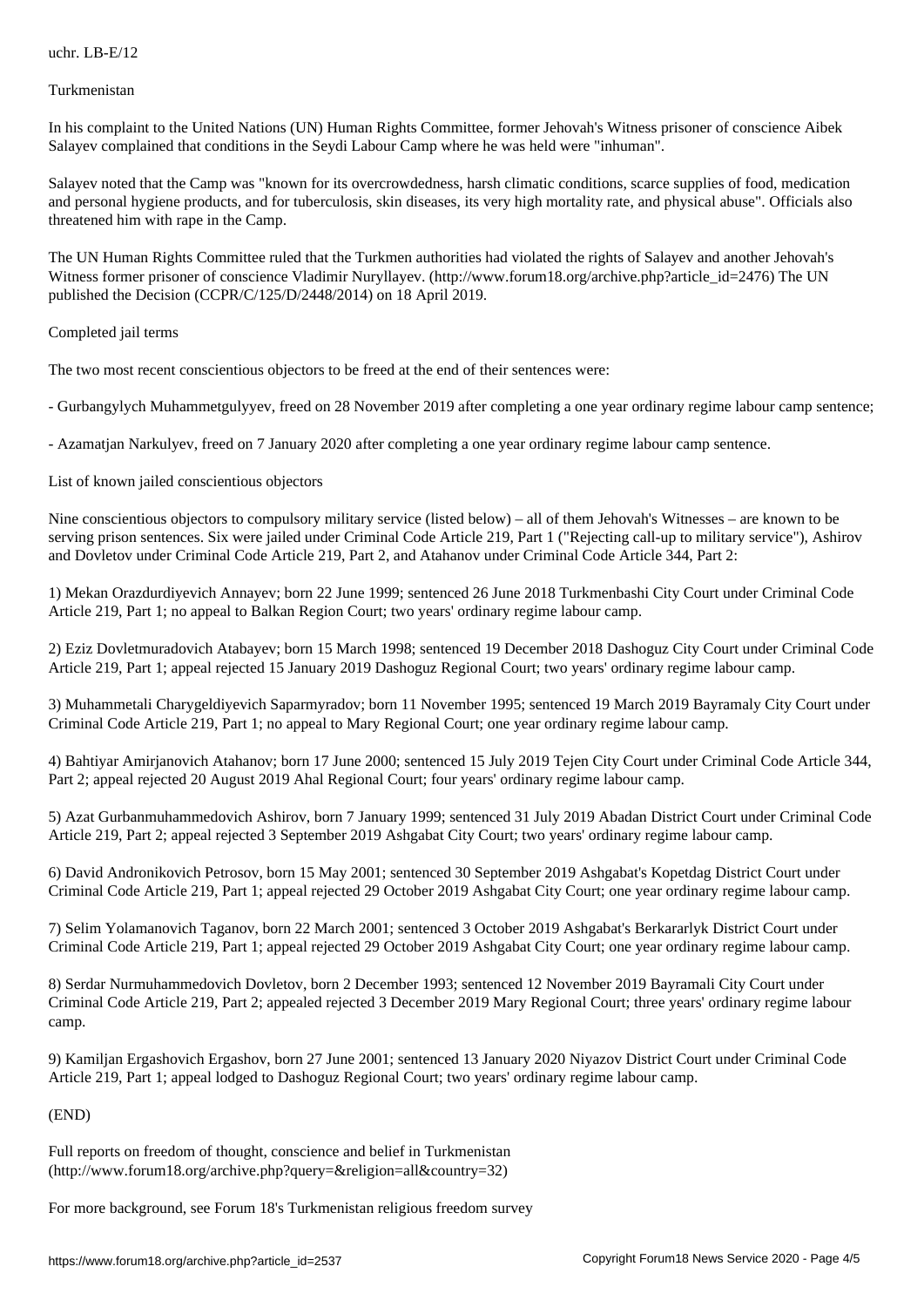uchr. LB-E/12

Turkmenistan

In his complaint to the United Nations (UN) Human Rights Committee, former Jehovah's Witness prisoner of conscience Aibek Salayev complained that conditions in the Seydi Labour Camp where he was held were "inhuman".

Salayev noted that the Camp was "known for its overcrowdedness, harsh climatic conditions, scarce supplies of food, medication and personal hygiene products, and for tuberculosis, skin diseases, its very high mortality rate, and physical abuse". Officials also threatened him with rape in the Camp.

The UN Human Rights Committee ruled that the Turkmen authorities had violated the rights of Salayev and another Jehovah's Witness former prisoner of conscience Vladimir Nuryllayev. (http://www.forum18.org/archive.php?article_id=2476) The UN published the Decision (CCPR/C/125/D/2448/2014) on 18 April 2019.

Completed jail terms

The two most recent conscientious objectors to be freed at the end of their sentences were:

- Gurbangylych Muhammetgulyyev, freed on 28 November 2019 after completing a one year ordinary regime labour camp sentence;

- Azamatjan Narkulyev, freed on 7 January 2020 after completing a one year ordinary regime labour camp sentence.

List of known jailed conscientious objectors

Nine conscientious objectors to compulsory military service (listed below) – all of them Jehovah's Witnesses – are known to be serving prison sentences. Six were jailed under Criminal Code Article 219, Part 1 ("Rejecting call-up to military service"), Ashirov and Dovletov under Criminal Code Article 219, Part 2, and Atahanov under Criminal Code Article 344, Part 2:

1) Mekan Orazdurdiyevich Annayev; born 22 June 1999; sentenced 26 June 2018 Turkmenbashi City Court under Criminal Code Article 219, Part 1; no appeal to Balkan Region Court; two years' ordinary regime labour camp.

2) Eziz Dovletmuradovich Atabayev; born 15 March 1998; sentenced 19 December 2018 Dashoguz City Court under Criminal Code Article 219, Part 1; appeal rejected 15 January 2019 Dashoguz Regional Court; two years' ordinary regime labour camp.

3) Muhammetali Charygeldiyevich Saparmyradov; born 11 November 1995; sentenced 19 March 2019 Bayramaly City Court under Criminal Code Article 219, Part 1; no appeal to Mary Regional Court; one year ordinary regime labour camp.

4) Bahtiyar Amirjanovich Atahanov; born 17 June 2000; sentenced 15 July 2019 Tejen City Court under Criminal Code Article 344, Part 2; appeal rejected 20 August 2019 Ahal Regional Court; four years' ordinary regime labour camp.

5) Azat Gurbanmuhammedovich Ashirov, born 7 January 1999; sentenced 31 July 2019 Abadan District Court under Criminal Code Article 219, Part 2; appeal rejected 3 September 2019 Ashgabat City Court; two years' ordinary regime labour camp.

6) David Andronikovich Petrosov, born 15 May 2001; sentenced 30 September 2019 Ashgabat's Kopetdag District Court under Criminal Code Article 219, Part 1; appeal rejected 29 October 2019 Ashgabat City Court; one year ordinary regime labour camp.

7) Selim Yolamanovich Taganov, born 22 March 2001; sentenced 3 October 2019 Ashgabat's Berkararlyk District Court under Criminal Code Article 219, Part 1; appeal rejected 29 October 2019 Ashgabat City Court; one year ordinary regime labour camp.

8) Serdar Nurmuhammedovich Dovletov, born 2 December 1993; sentenced 12 November 2019 Bayramali City Court under Criminal Code Article 219, Part 2; appealed rejected 3 December 2019 Mary Regional Court; three years' ordinary regime labour camp.

9) Kamiljan Ergashovich Ergashov, born 27 June 2001; sentenced 13 January 2020 Niyazov District Court under Criminal Code Article 219, Part 1; appeal lodged to Dashoguz Regional Court; two years' ordinary regime labour camp.

(END)

Full reports on freedom of thought, conscience and belief in Turkmenistan (http://www.forum18.org/archive.php?query=&religion=all&country=32)

For more background, see Forum 18's Turkmenistan religious freedom survey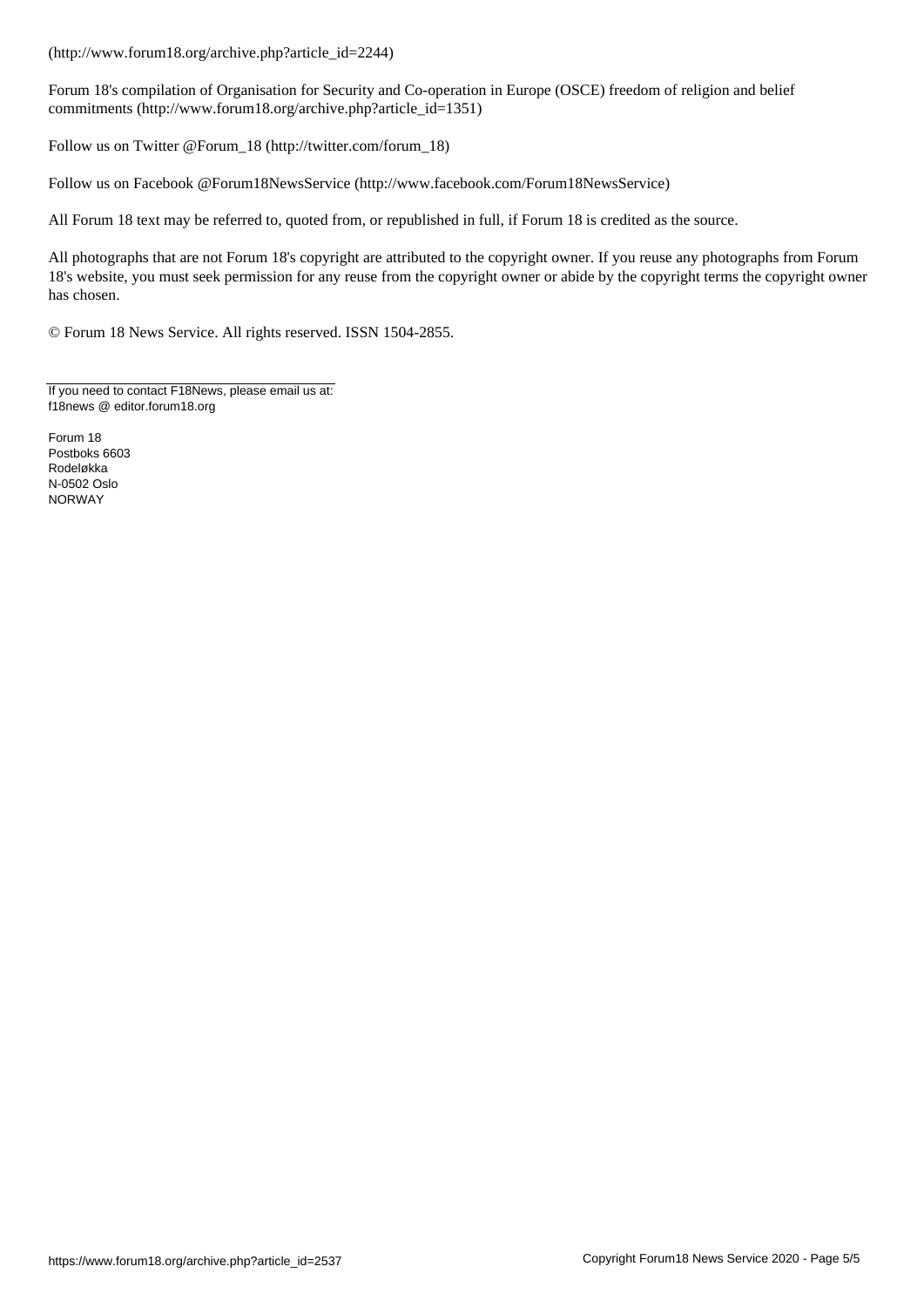(http://www.forum18.org/archive.php?article_id=2244)

Forum 18's compilation of Organisation for Security and Co-operation in Europe (OSCE) freedom of religion and belief commitments (http://www.forum18.org/archive.php?article_id=1351)

Follow us on Twitter @Forum_18 (http://twitter.com/forum_18)

Follow us on Facebook @Forum18NewsService (http://www.facebook.com/Forum18NewsService)

All Forum 18 text may be referred to, quoted from, or republished in full, if Forum 18 is credited as the source.

All photographs that are not Forum 18's copyright are attributed to the copyright owner. If you reuse any photographs from Forum 18's website, you must seek permission for any reuse from the copyright owner or abide by the copyright terms the copyright owner has chosen.

© Forum 18 News Service. All rights reserved. ISSN 1504-2855.

---

If you need to contact F18News, please email us at:
f18news @ editor.forum18.org

Forum 18
Postboks 6603
Rodeløkka
N-0502 Oslo
NORWAY